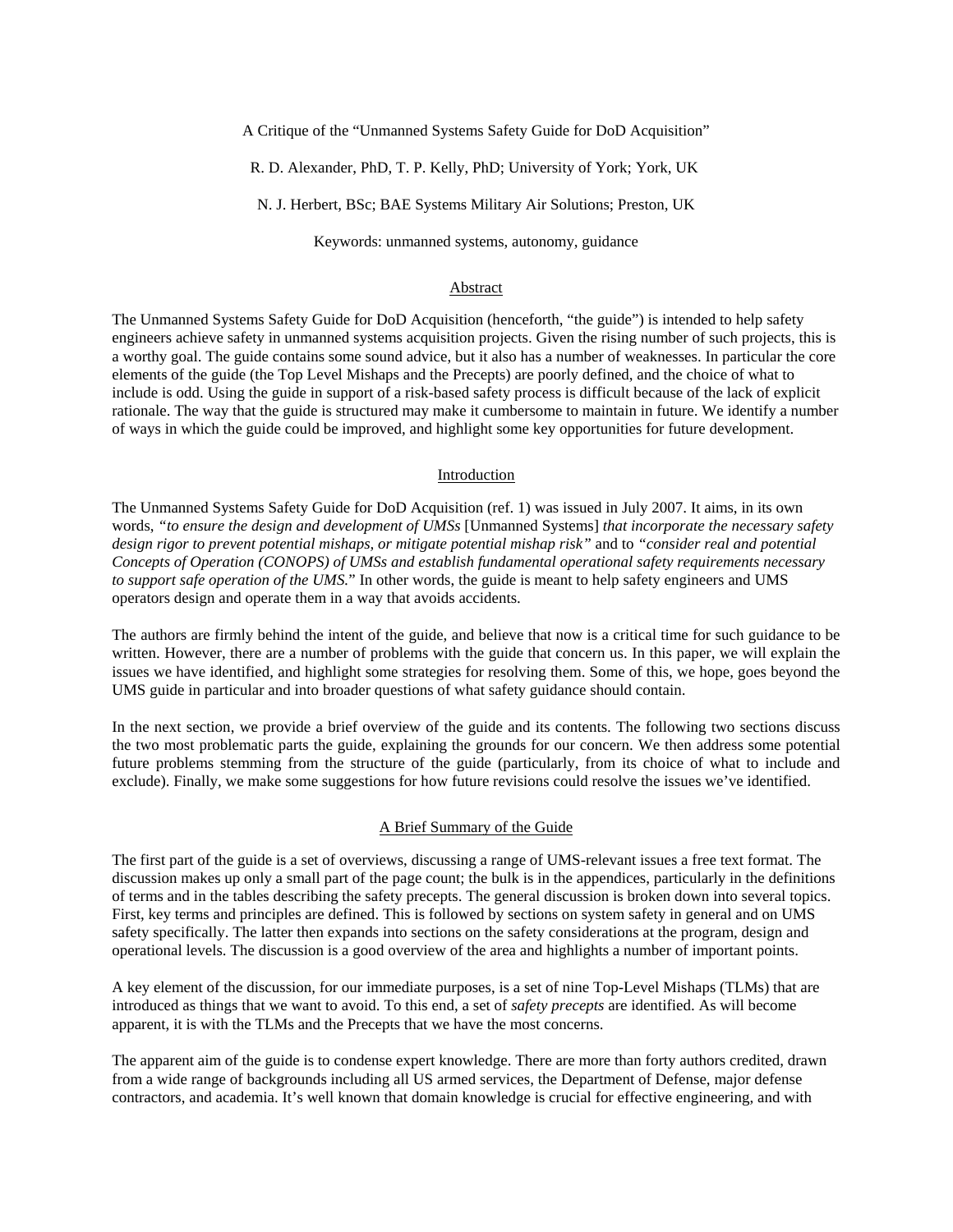# A Critique of the "Unmanned Systems Safety Guide for DoD Acquisition"

R. D. Alexander, PhD, T. P. Kelly, PhD; University of York; York, UK

N. J. Herbert, BSc; BAE Systems Military Air Solutions; Preston, UK

Keywords: unmanned systems, autonomy, guidance

## Abstract

The Unmanned Systems Safety Guide for DoD Acquisition (henceforth, "the guide") is intended to help safety engineers achieve safety in unmanned systems acquisition projects. Given the rising number of such projects, this is a worthy goal. The guide contains some sound advice, but it also has a number of weaknesses. In particular the core elements of the guide (the Top Level Mishaps and the Precepts) are poorly defined, and the choice of what to include is odd. Using the guide in support of a risk-based safety process is difficult because of the lack of explicit rationale. The way that the guide is structured may make it cumbersome to maintain in future. We identify a number of ways in which the guide could be improved, and highlight some key opportunities for future development.

## Introduction

The Unmanned Systems Safety Guide for DoD Acquisition (ref. 1) was issued in July 2007. It aims, in its own words, *"to ensure the design and development of UMSs* [Unmanned Systems] *that incorporate the necessary safety design rigor to prevent potential mishaps, or mitigate potential mishap risk"* and to *"consider real and potential Concepts of Operation (CONOPS) of UMSs and establish fundamental operational safety requirements necessary to support safe operation of the UMS."* In other words, the guide is meant to help safety engineers and UMS operators design and operate them in a way that avoids accidents.

The authors are firmly behind the intent of the guide, and believe that now is a critical time for such guidance to be written. However, there are a number of problems with the guide that concern us. In this paper, we will explain the issues we have identified, and highlight some strategies for resolving them. Some of this, we hope, goes beyond the UMS guide in particular and into broader questions of what safety guidance should contain.

In the next section, we provide a brief overview of the guide and its contents. The following two sections discuss the two most problematic parts the guide, explaining the grounds for our concern. We then address some potential future problems stemming from the structure of the guide (particularly, from its choice of what to include and exclude). Finally, we make some suggestions for how future revisions could resolve the issues we've identified.

## A Brief Summary of the Guide

The first part of the guide is a set of overviews, discussing a range of UMS-relevant issues a free text format. The discussion makes up only a small part of the page count; the bulk is in the appendices, particularly in the definitions of terms and in the tables describing the safety precepts. The general discussion is broken down into several topics. First, key terms and principles are defined. This is followed by sections on system safety in general and on UMS safety specifically. The latter then expands into sections on the safety considerations at the program, design and operational levels. The discussion is a good overview of the area and highlights a number of important points.

A key element of the discussion, for our immediate purposes, is a set of nine Top-Level Mishaps (TLMs) that are introduced as things that we want to avoid. To this end, a set of *safety precepts* are identified. As will become apparent, it is with the TLMs and the Precepts that we have the most concerns.

The apparent aim of the guide is to condense expert knowledge. There are more than forty authors credited, drawn from a wide range of backgrounds including all US armed services, the Department of Defense, major defense contractors, and academia. It's well known that domain knowledge is crucial for effective engineering, and with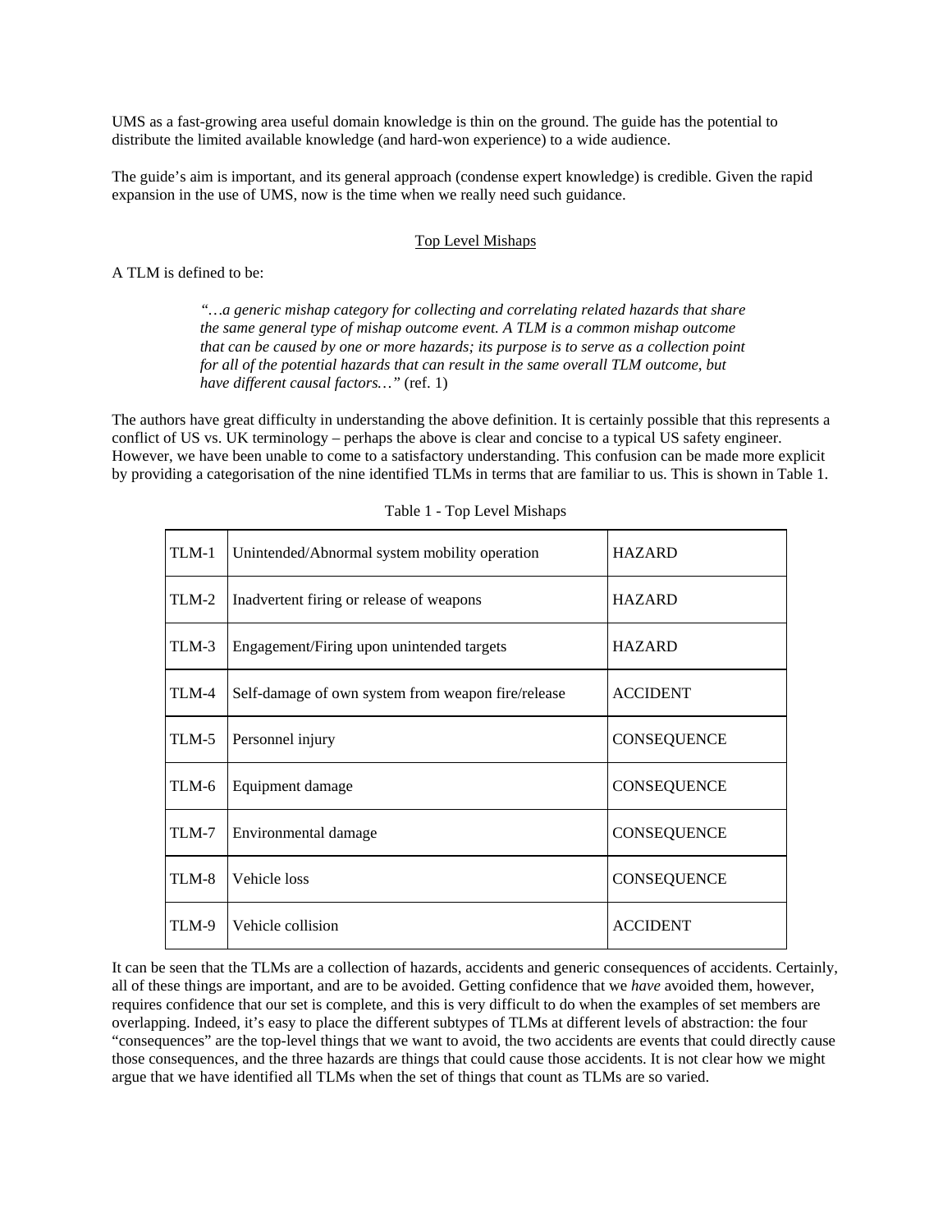UMS as a fast-growing area useful domain knowledge is thin on the ground. The guide has the potential to distribute the limited available knowledge (and hard-won experience) to a wide audience.

The guide's aim is important, and its general approach (condense expert knowledge) is credible. Given the rapid expansion in the use of UMS, now is the time when we really need such guidance.

## Top Level Mishaps

A TLM is defined to be:

> *"…a generic mishap category for collecting and correlating related hazards that share the same general type of mishap outcome event. A TLM is a common mishap outcome that can be caused by one or more hazards; its purpose is to serve as a collection point for all of the potential hazards that can result in the same overall TLM outcome, but have different causal factors…"* (ref. 1)

The authors have great difficulty in understanding the above definition. It is certainly possible that this represents a conflict of US vs. UK terminology – perhaps the above is clear and concise to a typical US safety engineer. However, we have been unable to come to a satisfactory understanding. This confusion can be made more explicit by providing a categorisation of the nine identified TLMs in terms that are familiar to us. This is shown in Table 1.

Table 1 - Top Level Mishaps

| | | |
|---|---|---|
| TLM-1 | Unintended/Abnormal system mobility operation | HAZARD |
| TLM-2 | Inadvertent firing or release of weapons | HAZARD |
| TLM-3 | Engagement/Firing upon unintended targets | HAZARD |
| TLM-4 | Self-damage of own system from weapon fire/release | ACCIDENT |
| TLM-5 | Personnel injury | CONSEQUENCE |
| TLM-6 | Equipment damage | CONSEQUENCE |
| TLM-7 | Environmental damage | CONSEQUENCE |
| TLM-8 | Vehicle loss | CONSEQUENCE |
| TLM-9 | Vehicle collision | ACCIDENT |

It can be seen that the TLMs are a collection of hazards, accidents and generic consequences of accidents. Certainly, all of these things are important, and are to be avoided. Getting confidence that we *have* avoided them, however, requires confidence that our set is complete, and this is very difficult to do when the examples of set members are overlapping. Indeed, it's easy to place the different subtypes of TLMs at different levels of abstraction: the four "consequences" are the top-level things that we want to avoid, the two accidents are events that could directly cause those consequences, and the three hazards are things that could cause those accidents. It is not clear how we might argue that we have identified all TLMs when the set of things that count as TLMs are so varied.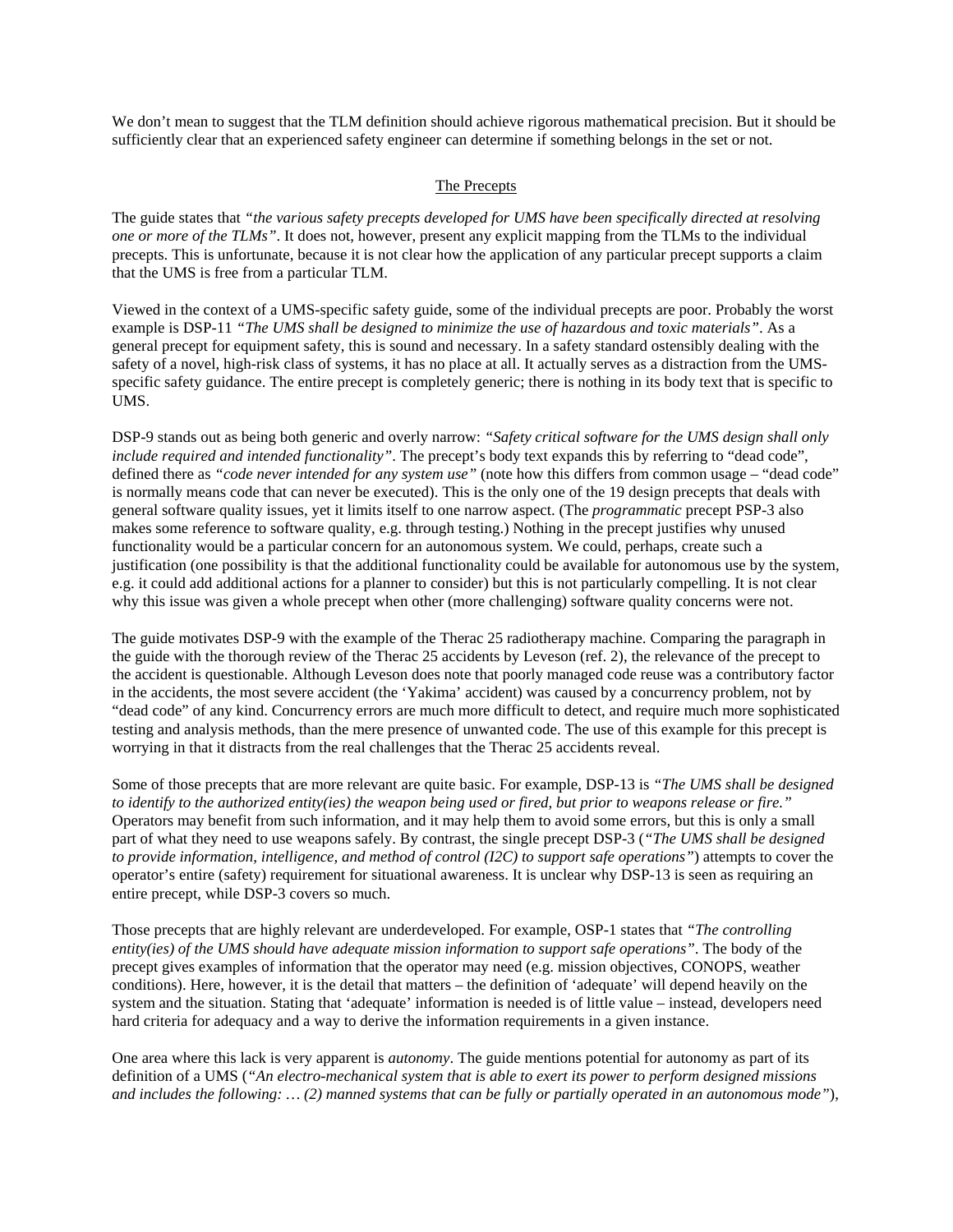We don't mean to suggest that the TLM definition should achieve rigorous mathematical precision. But it should be sufficiently clear that an experienced safety engineer can determine if something belongs in the set or not.

## The Precepts

The guide states that *"the various safety precepts developed for UMS have been specifically directed at resolving one or more of the TLMs"*. It does not, however, present any explicit mapping from the TLMs to the individual precepts. This is unfortunate, because it is not clear how the application of any particular precept supports a claim that the UMS is free from a particular TLM.

Viewed in the context of a UMS-specific safety guide, some of the individual precepts are poor. Probably the worst example is DSP-11 *"The UMS shall be designed to minimize the use of hazardous and toxic materials"*. As a general precept for equipment safety, this is sound and necessary. In a safety standard ostensibly dealing with the safety of a novel, high-risk class of systems, it has no place at all. It actually serves as a distraction from the UMS-specific safety guidance. The entire precept is completely generic; there is nothing in its body text that is specific to UMS.

DSP-9 stands out as being both generic and overly narrow: *"Safety critical software for the UMS design shall only include required and intended functionality"*. The precept's body text expands this by referring to "dead code", defined there as *"code never intended for any system use"* (note how this differs from common usage – "dead code" is normally means code that can never be executed). This is the only one of the 19 design precepts that deals with general software quality issues, yet it limits itself to one narrow aspect. (The *programmatic* precept PSP-3 also makes some reference to software quality, e.g. through testing.) Nothing in the precept justifies why unused functionality would be a particular concern for an autonomous system. We could, perhaps, create such a justification (one possibility is that the additional functionality could be available for autonomous use by the system, e.g. it could add additional actions for a planner to consider) but this is not particularly compelling. It is not clear why this issue was given a whole precept when other (more challenging) software quality concerns were not.

The guide motivates DSP-9 with the example of the Therac 25 radiotherapy machine. Comparing the paragraph in the guide with the thorough review of the Therac 25 accidents by Leveson (ref. 2), the relevance of the precept to the accident is questionable. Although Leveson does note that poorly managed code reuse was a contributory factor in the accidents, the most severe accident (the 'Yakima' accident) was caused by a concurrency problem, not by "dead code" of any kind. Concurrency errors are much more difficult to detect, and require much more sophisticated testing and analysis methods, than the mere presence of unwanted code. The use of this example for this precept is worrying in that it distracts from the real challenges that the Therac 25 accidents reveal.

Some of those precepts that are more relevant are quite basic. For example, DSP-13 is *"The UMS shall be designed to identify to the authorized entity(ies) the weapon being used or fired, but prior to weapons release or fire."* Operators may benefit from such information, and it may help them to avoid some errors, but this is only a small part of what they need to use weapons safely. By contrast, the single precept DSP-3 (*"The UMS shall be designed to provide information, intelligence, and method of control (I2C) to support safe operations"*) attempts to cover the operator's entire (safety) requirement for situational awareness. It is unclear why DSP-13 is seen as requiring an entire precept, while DSP-3 covers so much.

Those precepts that are highly relevant are underdeveloped. For example, OSP-1 states that *"The controlling entity(ies) of the UMS should have adequate mission information to support safe operations"*. The body of the precept gives examples of information that the operator may need (e.g. mission objectives, CONOPS, weather conditions). Here, however, it is the detail that matters – the definition of 'adequate' will depend heavily on the system and the situation. Stating that 'adequate' information is needed is of little value – instead, developers need hard criteria for adequacy and a way to derive the information requirements in a given instance.

One area where this lack is very apparent is *autonomy*. The guide mentions potential for autonomy as part of its definition of a UMS (*"An electro-mechanical system that is able to exert its power to perform designed missions and includes the following: … (2) manned systems that can be fully or partially operated in an autonomous mode"*),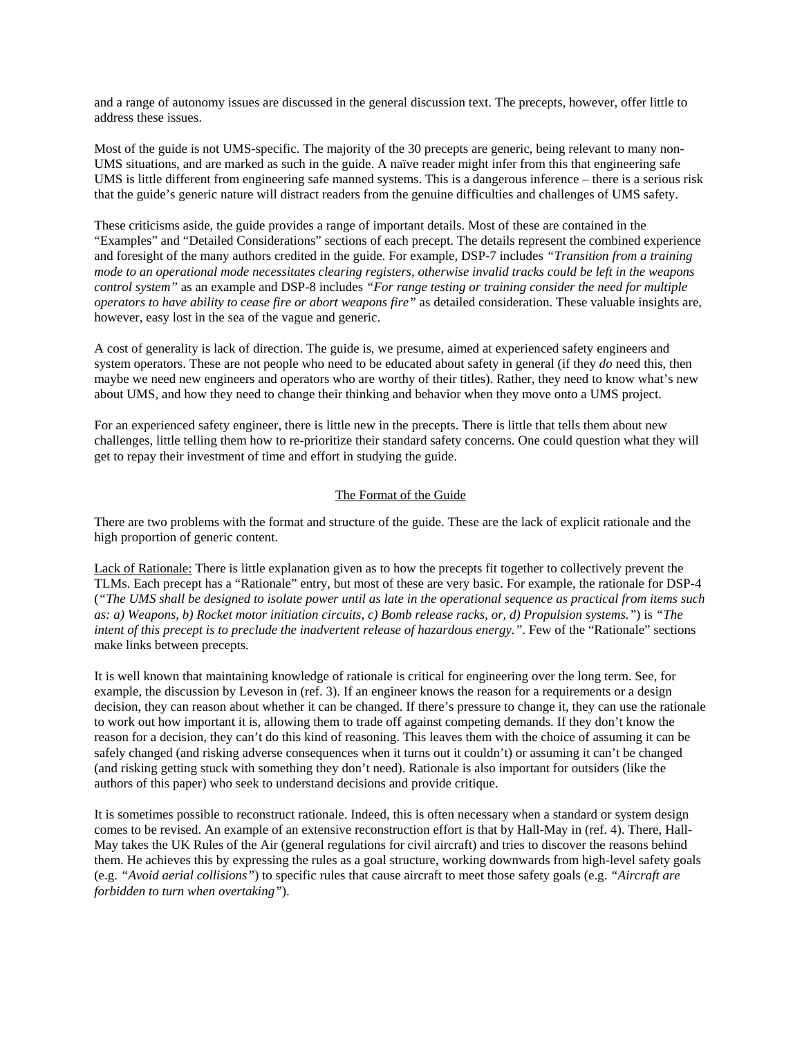and a range of autonomy issues are discussed in the general discussion text. The precepts, however, offer little to address these issues.

Most of the guide is not UMS-specific. The majority of the 30 precepts are generic, being relevant to many non-UMS situations, and are marked as such in the guide. A naïve reader might infer from this that engineering safe UMS is little different from engineering safe manned systems. This is a dangerous inference – there is a serious risk that the guide's generic nature will distract readers from the genuine difficulties and challenges of UMS safety.

These criticisms aside, the guide provides a range of important details. Most of these are contained in the "Examples" and "Detailed Considerations" sections of each precept. The details represent the combined experience and foresight of the many authors credited in the guide. For example, DSP-7 includes *"Transition from a training mode to an operational mode necessitates clearing registers, otherwise invalid tracks could be left in the weapons control system"* as an example and DSP-8 includes *"For range testing or training consider the need for multiple operators to have ability to cease fire or abort weapons fire"* as detailed consideration. These valuable insights are, however, easy lost in the sea of the vague and generic.

A cost of generality is lack of direction. The guide is, we presume, aimed at experienced safety engineers and system operators. These are not people who need to be educated about safety in general (if they *do* need this, then maybe we need new engineers and operators who are worthy of their titles). Rather, they need to know what's new about UMS, and how they need to change their thinking and behavior when they move onto a UMS project.

For an experienced safety engineer, there is little new in the precepts. There is little that tells them about new challenges, little telling them how to re-prioritize their standard safety concerns. One could question what they will get to repay their investment of time and effort in studying the guide.

## The Format of the Guide

There are two problems with the format and structure of the guide. These are the lack of explicit rationale and the high proportion of generic content.

Lack of Rationale: There is little explanation given as to how the precepts fit together to collectively prevent the TLMs. Each precept has a "Rationale" entry, but most of these are very basic. For example, the rationale for DSP-4 (*"The UMS shall be designed to isolate power until as late in the operational sequence as practical from items such as: a) Weapons, b) Rocket motor initiation circuits, c) Bomb release racks, or, d) Propulsion systems."*) is *"The intent of this precept is to preclude the inadvertent release of hazardous energy."*. Few of the "Rationale" sections make links between precepts.

It is well known that maintaining knowledge of rationale is critical for engineering over the long term. See, for example, the discussion by Leveson in (ref. 3). If an engineer knows the reason for a requirements or a design decision, they can reason about whether it can be changed. If there's pressure to change it, they can use the rationale to work out how important it is, allowing them to trade off against competing demands. If they don't know the reason for a decision, they can't do this kind of reasoning. This leaves them with the choice of assuming it can be safely changed (and risking adverse consequences when it turns out it couldn't) or assuming it can't be changed (and risking getting stuck with something they don't need). Rationale is also important for outsiders (like the authors of this paper) who seek to understand decisions and provide critique.

It is sometimes possible to reconstruct rationale. Indeed, this is often necessary when a standard or system design comes to be revised. An example of an extensive reconstruction effort is that by Hall-May in (ref. 4). There, Hall-May takes the UK Rules of the Air (general regulations for civil aircraft) and tries to discover the reasons behind them. He achieves this by expressing the rules as a goal structure, working downwards from high-level safety goals (e.g. *"Avoid aerial collisions"*) to specific rules that cause aircraft to meet those safety goals (e.g. *"Aircraft are forbidden to turn when overtaking"*).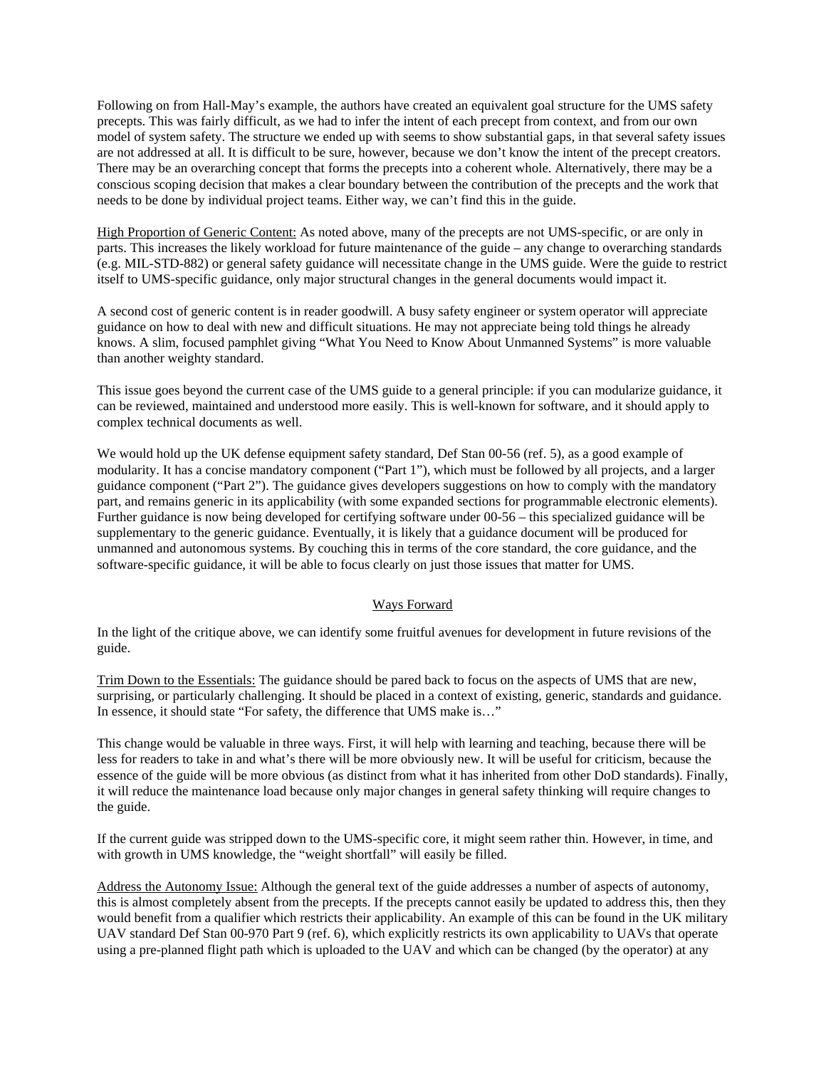Following on from Hall-May's example, the authors have created an equivalent goal structure for the UMS safety precepts. This was fairly difficult, as we had to infer the intent of each precept from context, and from our own model of system safety. The structure we ended up with seems to show substantial gaps, in that several safety issues are not addressed at all. It is difficult to be sure, however, because we don't know the intent of the precept creators. There may be an overarching concept that forms the precepts into a coherent whole. Alternatively, there may be a conscious scoping decision that makes a clear boundary between the contribution of the precepts and the work that needs to be done by individual project teams. Either way, we can't find this in the guide.

High Proportion of Generic Content: As noted above, many of the precepts are not UMS-specific, or are only in parts. This increases the likely workload for future maintenance of the guide – any change to overarching standards (e.g. MIL-STD-882) or general safety guidance will necessitate change in the UMS guide. Were the guide to restrict itself to UMS-specific guidance, only major structural changes in the general documents would impact it.

A second cost of generic content is in reader goodwill. A busy safety engineer or system operator will appreciate guidance on how to deal with new and difficult situations. He may not appreciate being told things he already knows. A slim, focused pamphlet giving "What You Need to Know About Unmanned Systems" is more valuable than another weighty standard.

This issue goes beyond the current case of the UMS guide to a general principle: if you can modularize guidance, it can be reviewed, maintained and understood more easily. This is well-known for software, and it should apply to complex technical documents as well.

We would hold up the UK defense equipment safety standard, Def Stan 00-56 (ref. 5), as a good example of modularity. It has a concise mandatory component ("Part 1"), which must be followed by all projects, and a larger guidance component ("Part 2"). The guidance gives developers suggestions on how to comply with the mandatory part, and remains generic in its applicability (with some expanded sections for programmable electronic elements). Further guidance is now being developed for certifying software under 00-56 – this specialized guidance will be supplementary to the generic guidance. Eventually, it is likely that a guidance document will be produced for unmanned and autonomous systems. By couching this in terms of the core standard, the core guidance, and the software-specific guidance, it will be able to focus clearly on just those issues that matter for UMS.

## Ways Forward

In the light of the critique above, we can identify some fruitful avenues for development in future revisions of the guide.

Trim Down to the Essentials: The guidance should be pared back to focus on the aspects of UMS that are new, surprising, or particularly challenging. It should be placed in a context of existing, generic, standards and guidance. In essence, it should state "For safety, the difference that UMS make is…"

This change would be valuable in three ways. First, it will help with learning and teaching, because there will be less for readers to take in and what's there will be more obviously new. It will be useful for criticism, because the essence of the guide will be more obvious (as distinct from what it has inherited from other DoD standards). Finally, it will reduce the maintenance load because only major changes in general safety thinking will require changes to the guide.

If the current guide was stripped down to the UMS-specific core, it might seem rather thin. However, in time, and with growth in UMS knowledge, the "weight shortfall" will easily be filled.

Address the Autonomy Issue: Although the general text of the guide addresses a number of aspects of autonomy, this is almost completely absent from the precepts. If the precepts cannot easily be updated to address this, then they would benefit from a qualifier which restricts their applicability. An example of this can be found in the UK military UAV standard Def Stan 00-970 Part 9 (ref. 6), which explicitly restricts its own applicability to UAVs that operate using a pre-planned flight path which is uploaded to the UAV and which can be changed (by the operator) at any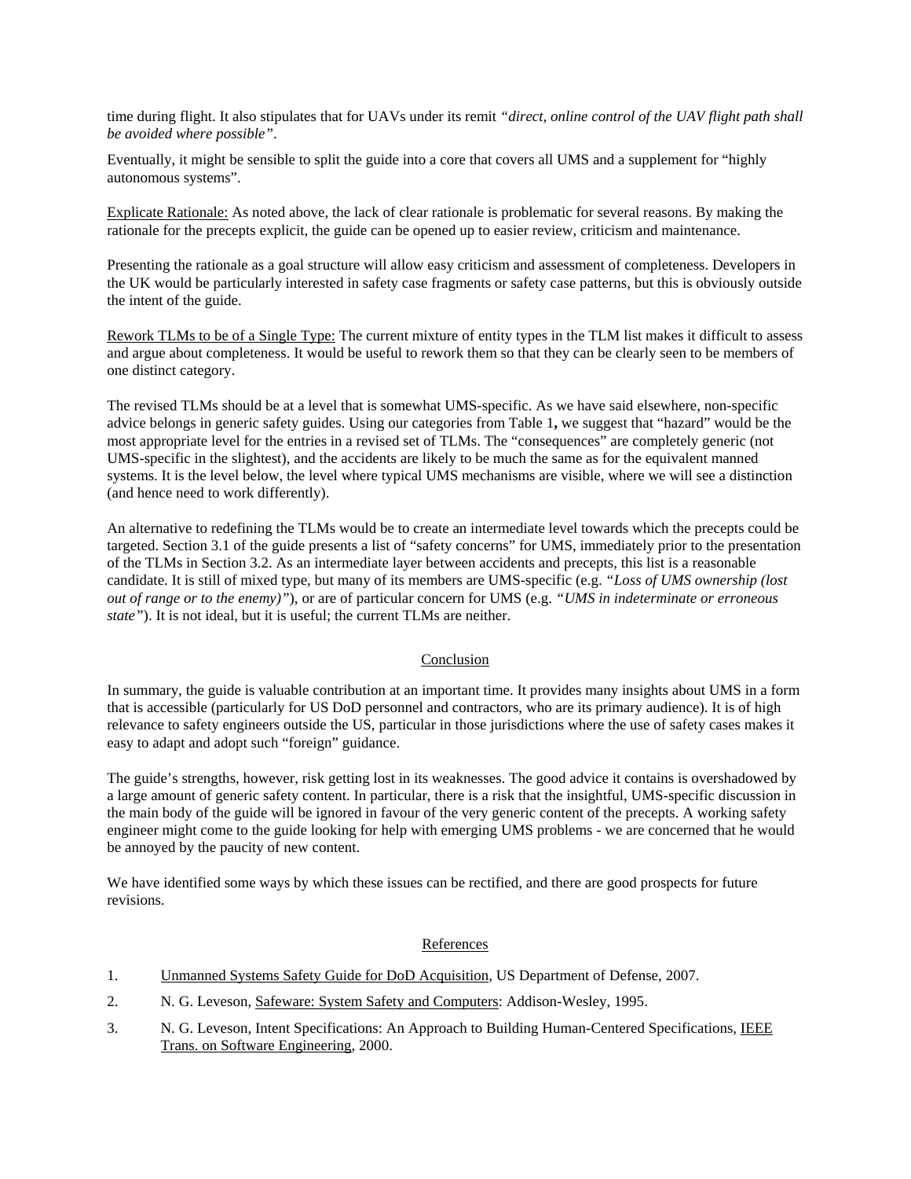time during flight. It also stipulates that for UAVs under its remit *"direct, online control of the UAV flight path shall be avoided where possible"*.

Eventually, it might be sensible to split the guide into a core that covers all UMS and a supplement for "highly autonomous systems".

Explicate Rationale: As noted above, the lack of clear rationale is problematic for several reasons. By making the rationale for the precepts explicit, the guide can be opened up to easier review, criticism and maintenance.

Presenting the rationale as a goal structure will allow easy criticism and assessment of completeness. Developers in the UK would be particularly interested in safety case fragments or safety case patterns, but this is obviously outside the intent of the guide.

Rework TLMs to be of a Single Type: The current mixture of entity types in the TLM list makes it difficult to assess and argue about completeness. It would be useful to rework them so that they can be clearly seen to be members of one distinct category.

The revised TLMs should be at a level that is somewhat UMS-specific. As we have said elsewhere, non-specific advice belongs in generic safety guides. Using our categories from Table 1**,** we suggest that "hazard" would be the most appropriate level for the entries in a revised set of TLMs. The "consequences" are completely generic (not UMS-specific in the slightest), and the accidents are likely to be much the same as for the equivalent manned systems. It is the level below, the level where typical UMS mechanisms are visible, where we will see a distinction (and hence need to work differently).

An alternative to redefining the TLMs would be to create an intermediate level towards which the precepts could be targeted. Section 3.1 of the guide presents a list of "safety concerns" for UMS, immediately prior to the presentation of the TLMs in Section 3.2. As an intermediate layer between accidents and precepts, this list is a reasonable candidate. It is still of mixed type, but many of its members are UMS-specific (e.g. *"Loss of UMS ownership (lost out of range or to the enemy)"*), or are of particular concern for UMS (e.g. *"UMS in indeterminate or erroneous state"*). It is not ideal, but it is useful; the current TLMs are neither.

## Conclusion

In summary, the guide is valuable contribution at an important time. It provides many insights about UMS in a form that is accessible (particularly for US DoD personnel and contractors, who are its primary audience). It is of high relevance to safety engineers outside the US, particular in those jurisdictions where the use of safety cases makes it easy to adapt and adopt such "foreign" guidance.

The guide's strengths, however, risk getting lost in its weaknesses. The good advice it contains is overshadowed by a large amount of generic safety content. In particular, there is a risk that the insightful, UMS-specific discussion in the main body of the guide will be ignored in favour of the very generic content of the precepts. A working safety engineer might come to the guide looking for help with emerging UMS problems - we are concerned that he would be annoyed by the paucity of new content.

We have identified some ways by which these issues can be rectified, and there are good prospects for future revisions.

## References

1. Unmanned Systems Safety Guide for DoD Acquisition, US Department of Defense, 2007.
2. N. G. Leveson, Safeware: System Safety and Computers: Addison-Wesley, 1995.
3. N. G. Leveson, Intent Specifications: An Approach to Building Human-Centered Specifications, IEEE Trans. on Software Engineering, 2000.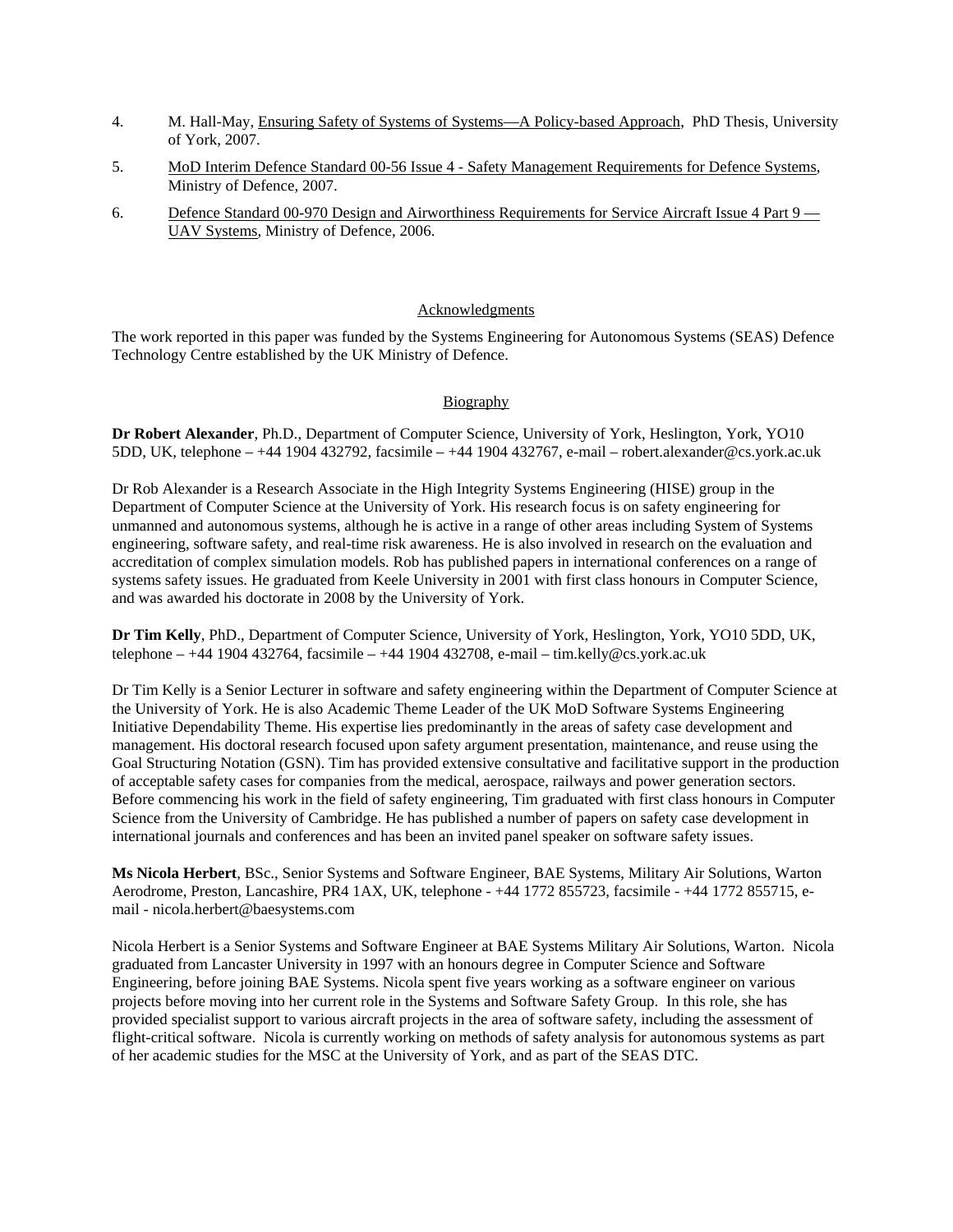4. M. Hall-May, Ensuring Safety of Systems of Systems—A Policy-based Approach, PhD Thesis, University of York, 2007.

5. MoD Interim Defence Standard 00-56 Issue 4 - Safety Management Requirements for Defence Systems, Ministry of Defence, 2007.

6. Defence Standard 00-970 Design and Airworthiness Requirements for Service Aircraft Issue 4 Part 9 — UAV Systems, Ministry of Defence, 2006.

## Acknowledgments

The work reported in this paper was funded by the Systems Engineering for Autonomous Systems (SEAS) Defence Technology Centre established by the UK Ministry of Defence.

## Biography

**Dr Robert Alexander**, Ph.D., Department of Computer Science, University of York, Heslington, York, YO10 5DD, UK, telephone – +44 1904 432792, facsimile – +44 1904 432767, e-mail – robert.alexander@cs.york.ac.uk

Dr Rob Alexander is a Research Associate in the High Integrity Systems Engineering (HISE) group in the Department of Computer Science at the University of York. His research focus is on safety engineering for unmanned and autonomous systems, although he is active in a range of other areas including System of Systems engineering, software safety, and real-time risk awareness. He is also involved in research on the evaluation and accreditation of complex simulation models. Rob has published papers in international conferences on a range of systems safety issues. He graduated from Keele University in 2001 with first class honours in Computer Science, and was awarded his doctorate in 2008 by the University of York.

**Dr Tim Kelly**, PhD., Department of Computer Science, University of York, Heslington, York, YO10 5DD, UK, telephone – +44 1904 432764, facsimile – +44 1904 432708, e-mail – tim.kelly@cs.york.ac.uk

Dr Tim Kelly is a Senior Lecturer in software and safety engineering within the Department of Computer Science at the University of York. He is also Academic Theme Leader of the UK MoD Software Systems Engineering Initiative Dependability Theme. His expertise lies predominantly in the areas of safety case development and management. His doctoral research focused upon safety argument presentation, maintenance, and reuse using the Goal Structuring Notation (GSN). Tim has provided extensive consultative and facilitative support in the production of acceptable safety cases for companies from the medical, aerospace, railways and power generation sectors. Before commencing his work in the field of safety engineering, Tim graduated with first class honours in Computer Science from the University of Cambridge. He has published a number of papers on safety case development in international journals and conferences and has been an invited panel speaker on software safety issues.

**Ms Nicola Herbert**, BSc., Senior Systems and Software Engineer, BAE Systems, Military Air Solutions, Warton Aerodrome, Preston, Lancashire, PR4 1AX, UK, telephone - +44 1772 855723, facsimile - +44 1772 855715, e-mail - nicola.herbert@baesystems.com

Nicola Herbert is a Senior Systems and Software Engineer at BAE Systems Military Air Solutions, Warton. Nicola graduated from Lancaster University in 1997 with an honours degree in Computer Science and Software Engineering, before joining BAE Systems. Nicola spent five years working as a software engineer on various projects before moving into her current role in the Systems and Software Safety Group. In this role, she has provided specialist support to various aircraft projects in the area of software safety, including the assessment of flight-critical software. Nicola is currently working on methods of safety analysis for autonomous systems as part of her academic studies for the MSC at the University of York, and as part of the SEAS DTC.